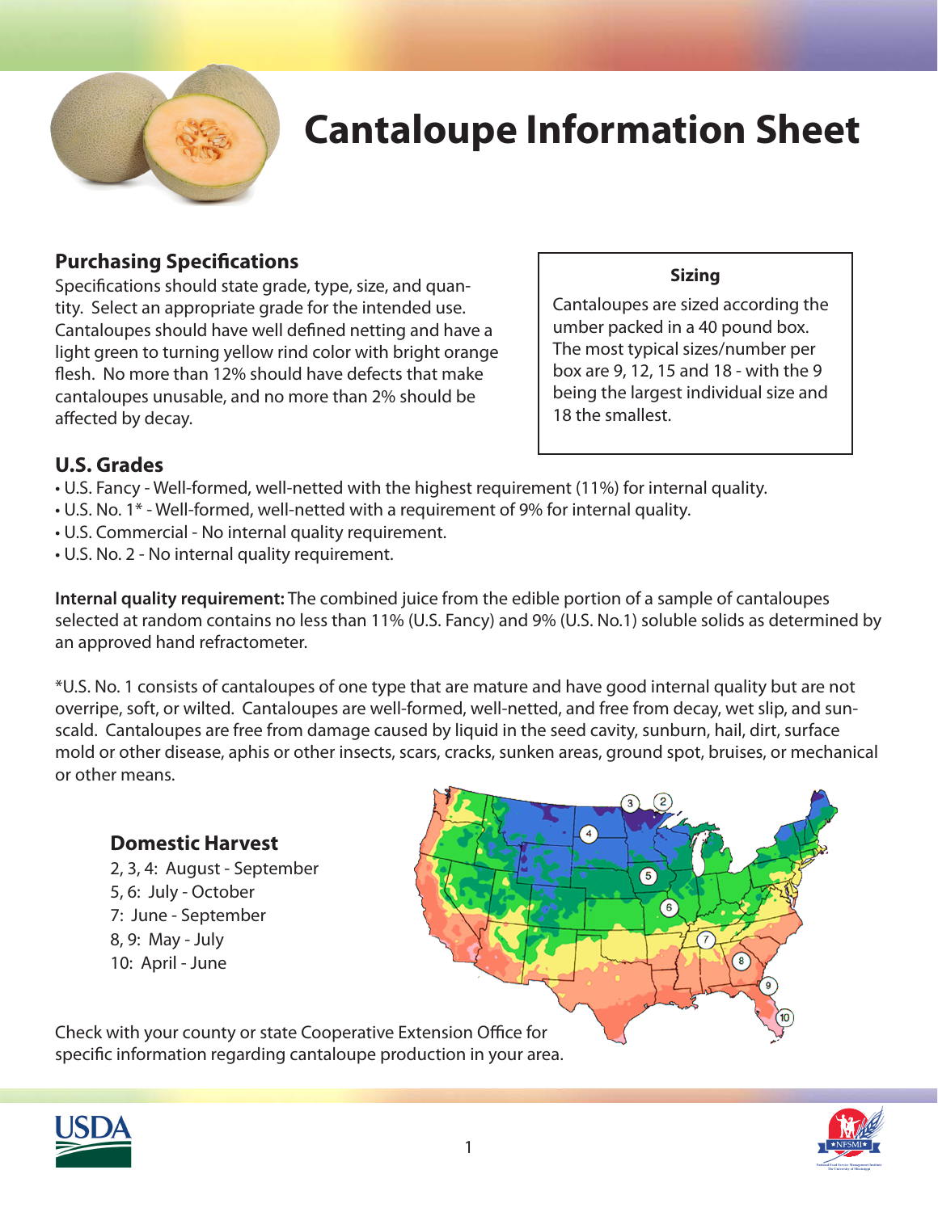# Cantaloupe Information Sheet

## Purchasing Specifications

Specifications should state grade, type, size, and quantity. Select an appropriate grade for the intended use. Cantaloupes should have well defined netting and have a light green to turning yellow rind color with bright orange flesh. No more than 12% should have defects that make cantaloupes unusable, and no more than 2% should be affected by decay.

**Sizing**

Cantaloupes are sized according the umber packed in a 40 pound box. The most typical sizes/number per box are 9, 12, 15 and 18 - with the 9 being the largest individual size and 18 the smallest.

## U.S. Grades

- U.S. Fancy - Well-formed, well-netted with the highest requirement (11%) for internal quality.
- U.S. No. 1* - Well-formed, well-netted with a requirement of 9% for internal quality.
- U.S. Commercial - No internal quality requirement.
- U.S. No. 2 - No internal quality requirement.

**Internal quality requirement:** The combined juice from the edible portion of a sample of cantaloupes selected at random contains no less than 11% (U.S. Fancy) and 9% (U.S. No.1) soluble solids as determined by an approved hand refractometer.

*U.S. No. 1 consists of cantaloupes of one type that are mature and have good internal quality but are not overripe, soft, or wilted. Cantaloupes are well-formed, well-netted, and free from decay, wet slip, and sunscald. Cantaloupes are free from damage caused by liquid in the seed cavity, sunburn, hail, dirt, surface mold or other disease, aphis or other insects, scars, cracks, sunken areas, ground spot, bruises, or mechanical or other means.

### Domestic Harvest

2, 3, 4: August - September
5, 6: July - October
7: June - September
8, 9: May - July
10: April - June

Check with your county or state Cooperative Extension Office for specific information regarding cantaloupe production in your area.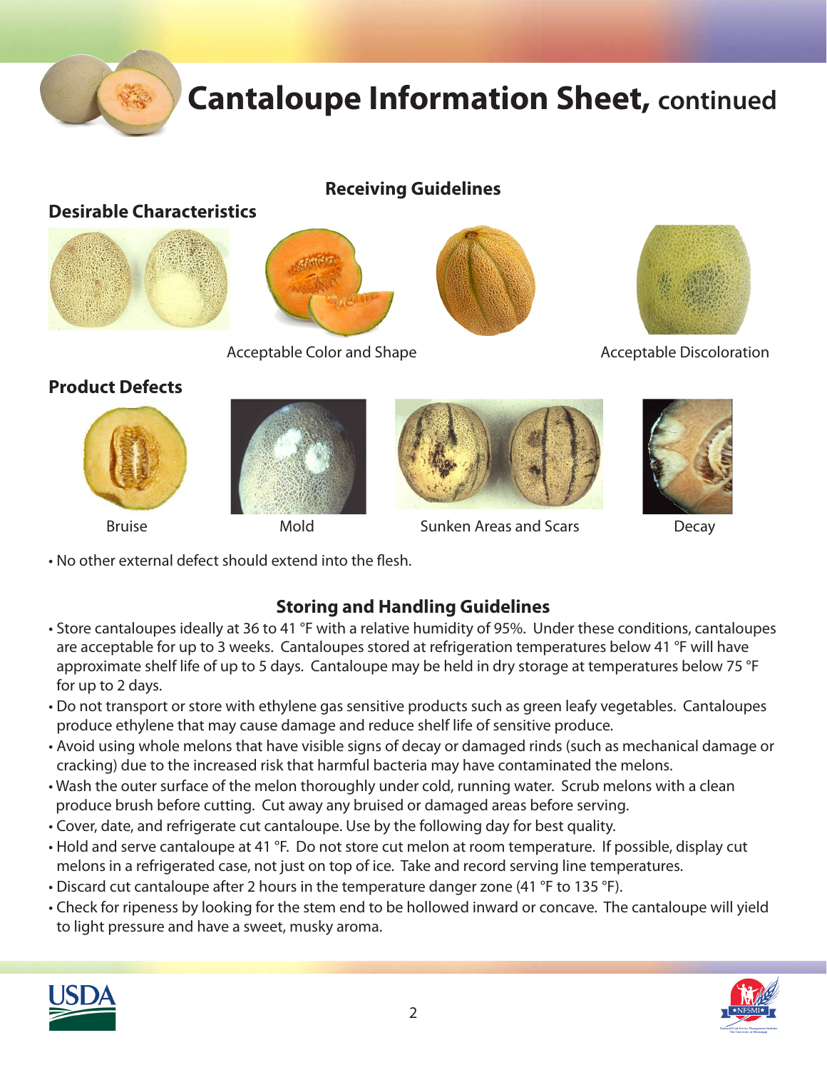# Cantaloupe Information Sheet, continued

## Receiving Guidelines

### Desirable Characteristics

Acceptable Color and Shape

Acceptable Discoloration

### Product Defects

Bruise

Mold

Sunken Areas and Scars

Decay

- No other external defect should extend into the flesh.

## Storing and Handling Guidelines

- Store cantaloupes ideally at 36 to 41 °F with a relative humidity of 95%. Under these conditions, cantaloupes are acceptable for up to 3 weeks. Cantaloupes stored at refrigeration temperatures below 41 °F will have approximate shelf life of up to 5 days. Cantaloupe may be held in dry storage at temperatures below 75 °F for up to 2 days.
- Do not transport or store with ethylene gas sensitive products such as green leafy vegetables. Cantaloupes produce ethylene that may cause damage and reduce shelf life of sensitive produce.
- Avoid using whole melons that have visible signs of decay or damaged rinds (such as mechanical damage or cracking) due to the increased risk that harmful bacteria may have contaminated the melons.
- Wash the outer surface of the melon thoroughly under cold, running water. Scrub melons with a clean produce brush before cutting. Cut away any bruised or damaged areas before serving.
- Cover, date, and refrigerate cut cantaloupe. Use by the following day for best quality.
- Hold and serve cantaloupe at 41 °F. Do not store cut melon at room temperature. If possible, display cut melons in a refrigerated case, not just on top of ice. Take and record serving line temperatures.
- Discard cut cantaloupe after 2 hours in the temperature danger zone (41 °F to 135 °F).
- Check for ripeness by looking for the stem end to be hollowed inward or concave. The cantaloupe will yield to light pressure and have a sweet, musky aroma.